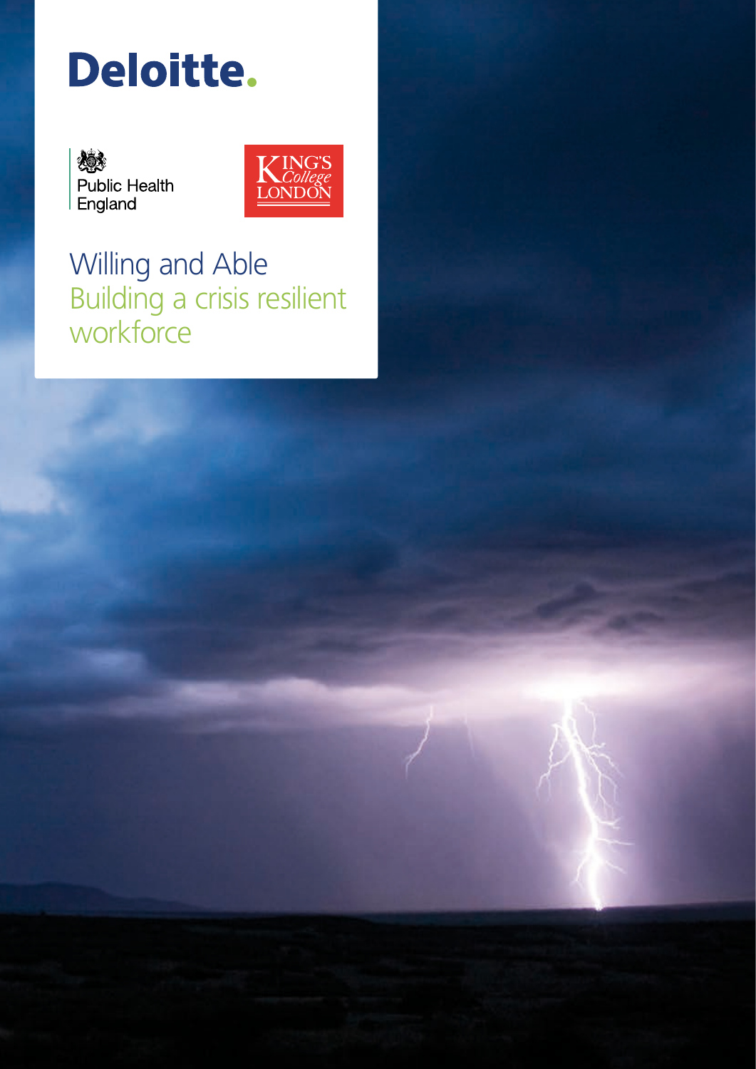Deloitte.

Public Health England

KING'S College LONDON

# Willing and Able

## Building a crisis resilient workforce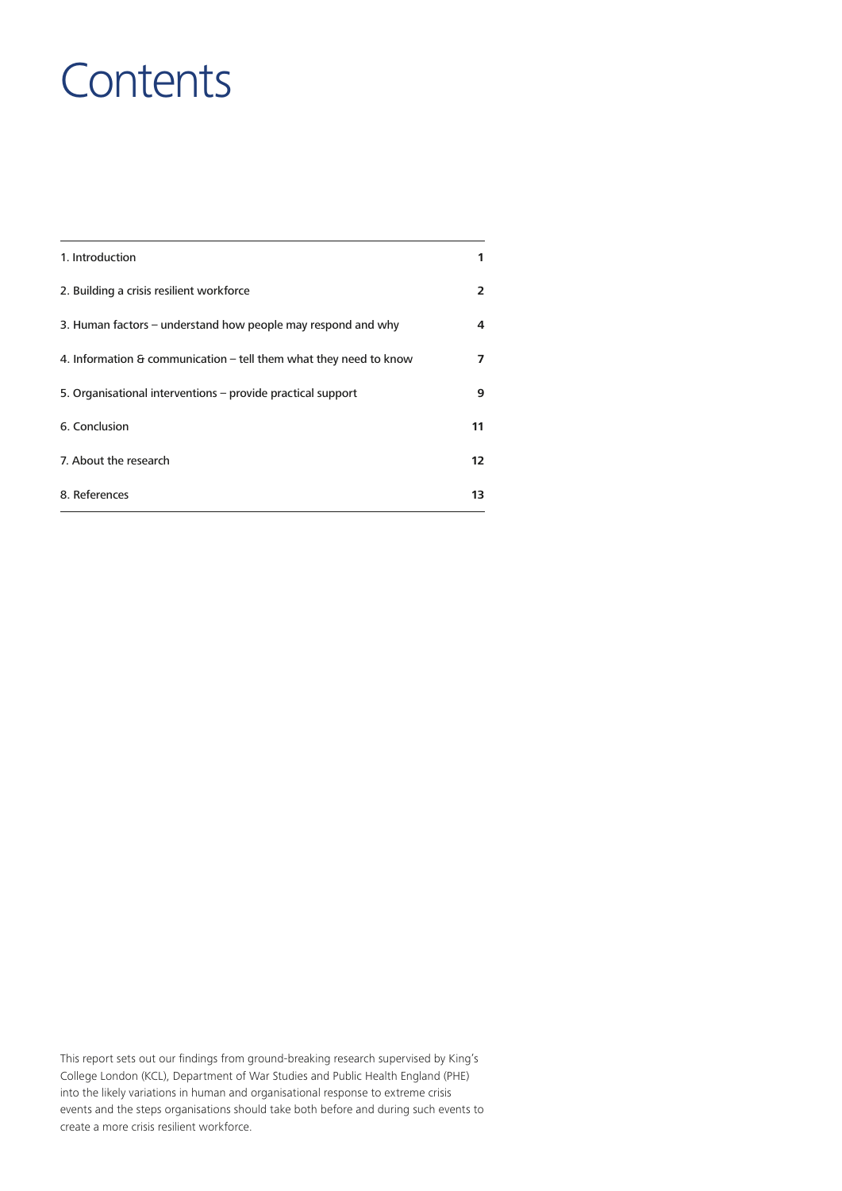# Contents

| | |
|---|---|
| 1. Introduction | 1 |
| 2. Building a crisis resilient workforce | 2 |
| 3. Human factors – understand how people may respond and why | 4 |
| 4. Information & communication – tell them what they need to know | 7 |
| 5. Organisational interventions – provide practical support | 9 |
| 6. Conclusion | 11 |
| 7. About the research | 12 |
| 8. References | 13 |

This report sets out our findings from ground-breaking research supervised by King's College London (KCL), Department of War Studies and Public Health England (PHE) into the likely variations in human and organisational response to extreme crisis events and the steps organisations should take both before and during such events to create a more crisis resilient workforce.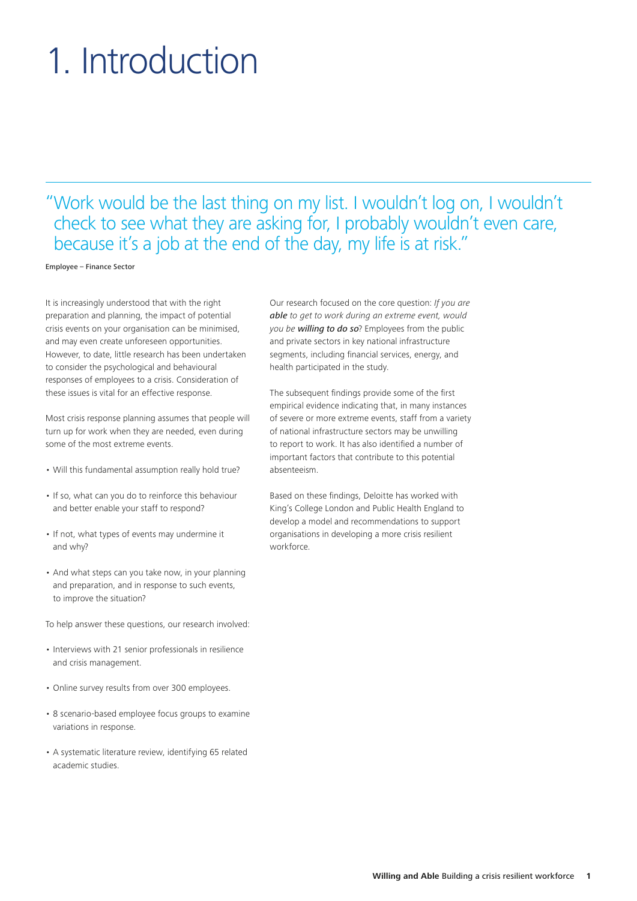# 1. Introduction

> "Work would be the last thing on my list. I wouldn't log on, I wouldn't check to see what they are asking for, I probably wouldn't even care, because it's a job at the end of the day, my life is at risk."

Employee – Finance Sector

It is increasingly understood that with the right preparation and planning, the impact of potential crisis events on your organisation can be minimised, and may even create unforeseen opportunities. However, to date, little research has been undertaken to consider the psychological and behavioural responses of employees to a crisis. Consideration of these issues is vital for an effective response.

Most crisis response planning assumes that people will turn up for work when they are needed, even during some of the most extreme events.

- Will this fundamental assumption really hold true?
- If so, what can you do to reinforce this behaviour and better enable your staff to respond?
- If not, what types of events may undermine it and why?
- And what steps can you take now, in your planning and preparation, and in response to such events, to improve the situation?

To help answer these questions, our research involved:

- Interviews with 21 senior professionals in resilience and crisis management.
- Online survey results from over 300 employees.
- 8 scenario-based employee focus groups to examine variations in response.
- A systematic literature review, identifying 65 related academic studies.

Our research focused on the core question: *If you are **able** to get to work during an extreme event, would you be **willing to do so**?* Employees from the public and private sectors in key national infrastructure segments, including financial services, energy, and health participated in the study.

The subsequent findings provide some of the first empirical evidence indicating that, in many instances of severe or more extreme events, staff from a variety of national infrastructure sectors may be unwilling to report to work. It has also identified a number of important factors that contribute to this potential absenteeism.

Based on these findings, Deloitte has worked with King's College London and Public Health England to develop a model and recommendations to support organisations in developing a more crisis resilient workforce.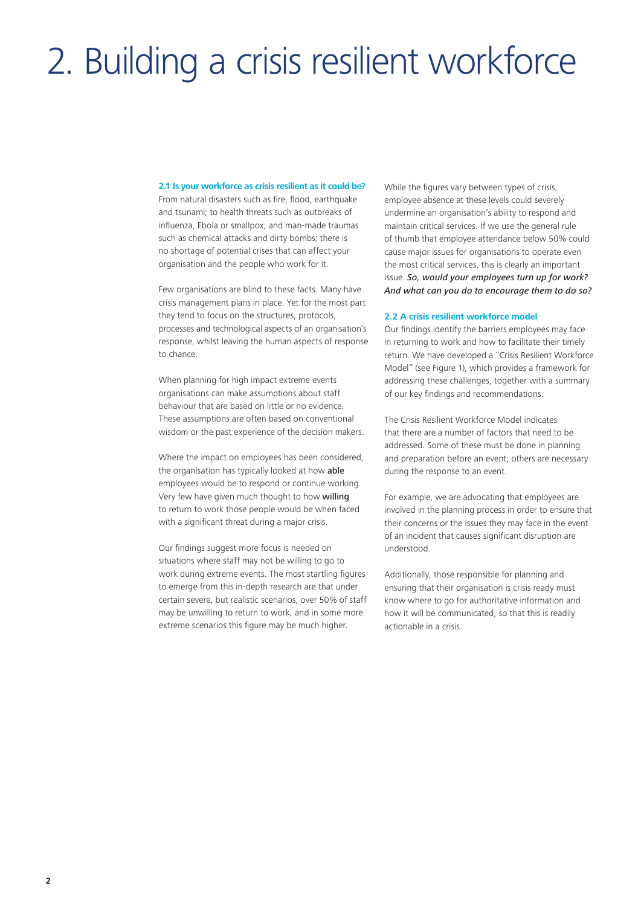# 2. Building a crisis resilient workforce

## 2.1 Is your workforce as crisis resilient as it could be?

From natural disasters such as fire, flood, earthquake and tsunami; to health threats such as outbreaks of influenza, Ebola or smallpox; and man-made traumas such as chemical attacks and dirty bombs; there is no shortage of potential crises that can affect your organisation and the people who work for it.

Few organisations are blind to these facts. Many have crisis management plans in place. Yet for the most part they tend to focus on the structures, protocols, processes and technological aspects of an organisation's response, whilst leaving the human aspects of response to chance.

When planning for high impact extreme events organisations can make assumptions about staff behaviour that are based on little or no evidence. These assumptions are often based on conventional wisdom or the past experience of the decision makers.

Where the impact on employees has been considered, the organisation has typically looked at how **able** employees would be to respond or continue working. Very few have given much thought to how **willing** to return to work those people would be when faced with a significant threat during a major crisis.

Our findings suggest more focus is needed on situations where staff may not be willing to go to work during extreme events. The most startling figures to emerge from this in-depth research are that under certain severe, but realistic scenarios, over 50% of staff may be unwilling to return to work, and in some more extreme scenarios this figure may be much higher.

While the figures vary between types of crisis, employee absence at these levels could severely undermine an organisation's ability to respond and maintain critical services. If we use the general rule of thumb that employee attendance below 50% could cause major issues for organisations to operate even the most critical services, this is clearly an important issue. ***So, would your employees turn up for work? And what can you do to encourage them to do so?***

## 2.2 A crisis resilient workforce model

Our findings identify the barriers employees may face in returning to work and how to facilitate their timely return. We have developed a "Crisis Resilient Workforce Model" (see Figure 1), which provides a framework for addressing these challenges, together with a summary of our key findings and recommendations.

The Crisis Resilient Workforce Model indicates that there are a number of factors that need to be addressed. Some of these must be done in planning and preparation before an event; others are necessary during the response to an event.

For example, we are advocating that employees are involved in the planning process in order to ensure that their concerns or the issues they may face in the event of an incident that causes significant disruption are understood.

Additionally, those responsible for planning and ensuring that their organisation is crisis ready must know where to go for authoritative information and how it will be communicated, so that this is readily actionable in a crisis.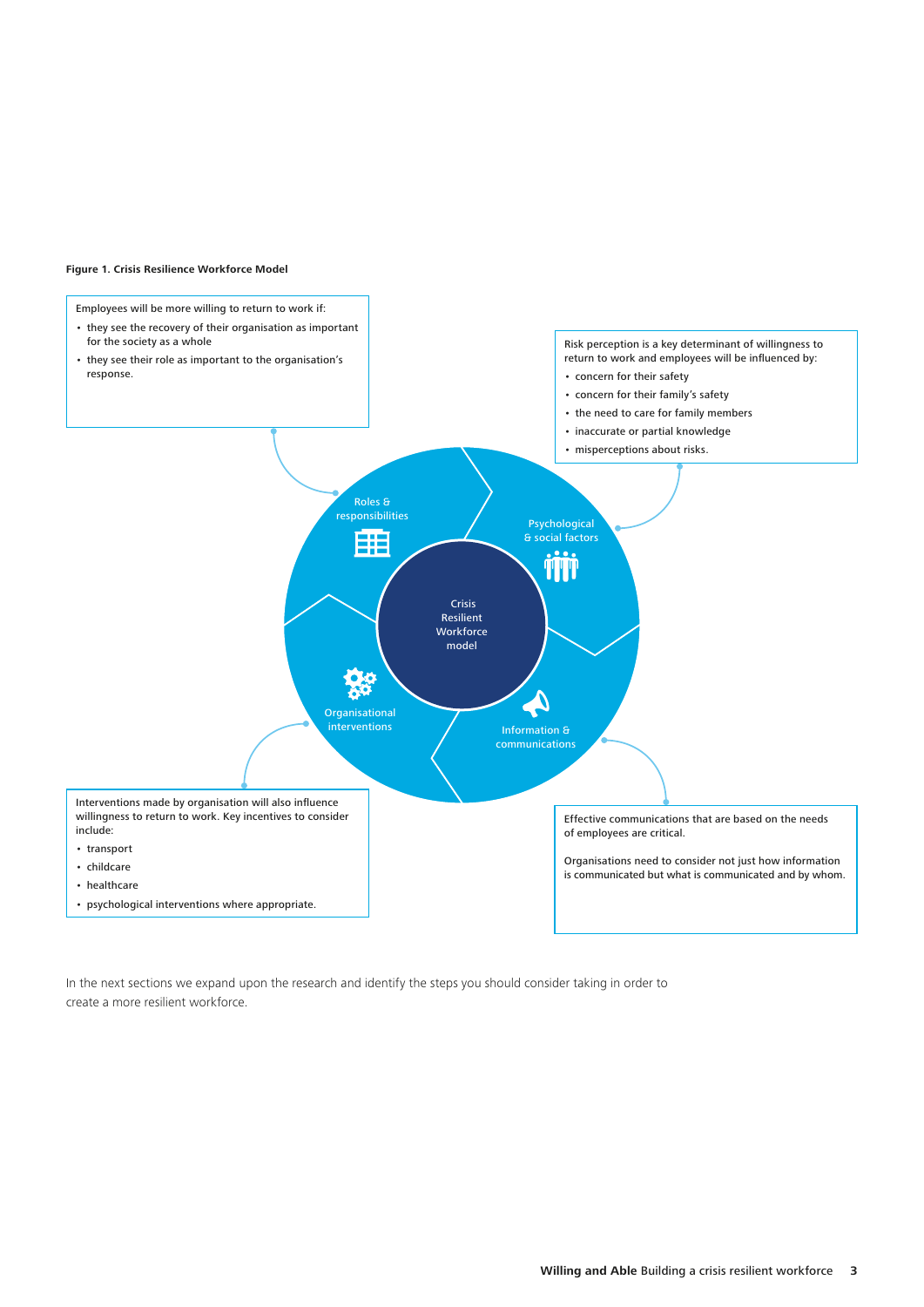**Figure 1. Crisis Resilience Workforce Model**

Crisis Resilient Workforce model

**Roles & responsibilities**

Employees will be more willing to return to work if:

- they see the recovery of their organisation as important for the society as a whole
- they see their role as important to the organisation's response.

**Psychological & social factors**

Risk perception is a key determinant of willingness to return to work and employees will be influenced by:

- concern for their safety
- concern for their family's safety
- the need to care for family members
- inaccurate or partial knowledge
- misperceptions about risks.

**Organisational interventions**

Interventions made by organisation will also influence willingness to return to work. Key incentives to consider include:

- transport
- childcare
- healthcare
- psychological interventions where appropriate.

**Information & communications**

Effective communications that are based on the needs of employees are critical.

Organisations need to consider not just how information is communicated but what is communicated and by whom.

In the next sections we expand upon the research and identify the steps you should consider taking in order to create a more resilient workforce.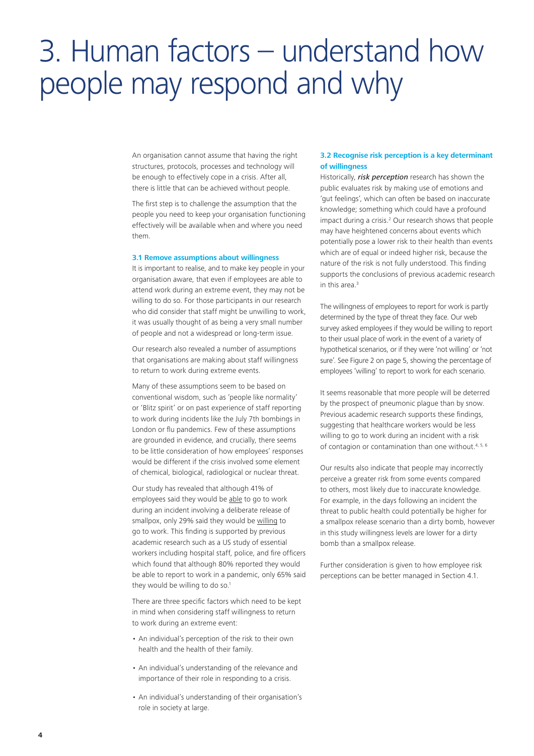# 3. Human factors – understand how people may respond and why

An organisation cannot assume that having the right structures, protocols, processes and technology will be enough to effectively cope in a crisis. After all, there is little that can be achieved without people.

The first step is to challenge the assumption that the people you need to keep your organisation functioning effectively will be available when and where you need them.

### 3.1 Remove assumptions about willingness

It is important to realise, and to make key people in your organisation aware, that even if employees are able to attend work during an extreme event, they may not be willing to do so. For those participants in our research who did consider that staff might be unwilling to work, it was usually thought of as being a very small number of people and not a widespread or long-term issue.

Our research also revealed a number of assumptions that organisations are making about staff willingness to return to work during extreme events.

Many of these assumptions seem to be based on conventional wisdom, such as 'people like normality' or 'Blitz spirit' or on past experience of staff reporting to work during incidents like the July 7th bombings in London or flu pandemics. Few of these assumptions are grounded in evidence, and crucially, there seems to be little consideration of how employees' responses would be different if the crisis involved some element of chemical, biological, radiological or nuclear threat.

Our study has revealed that although 41% of employees said they would be able to go to work during an incident involving a deliberate release of smallpox, only 29% said they would be willing to go to work. This finding is supported by previous academic research such as a US study of essential workers including hospital staff, police, and fire officers which found that although 80% reported they would be able to report to work in a pandemic, only 65% said they would be willing to do so.[1]

There are three specific factors which need to be kept in mind when considering staff willingness to return to work during an extreme event:

- An individual's perception of the risk to their own health and the health of their family.
- An individual's understanding of the relevance and importance of their role in responding to a crisis.
- An individual's understanding of their organisation's role in society at large.

### 3.2 Recognise risk perception is a key determinant of willingness

Historically, ***risk perception*** research has shown the public evaluates risk by making use of emotions and 'gut feelings', which can often be based on inaccurate knowledge; something which could have a profound impact during a crisis.[2] Our research shows that people may have heightened concerns about events which potentially pose a lower risk to their health than events which are of equal or indeed higher risk, because the nature of the risk is not fully understood. This finding supports the conclusions of previous academic research in this area.[3]

The willingness of employees to report for work is partly determined by the type of threat they face. Our web survey asked employees if they would be willing to report to their usual place of work in the event of a variety of hypothetical scenarios, or if they were 'not willing' or 'not sure'. See Figure 2 on page 5, showing the percentage of employees 'willing' to report to work for each scenario.

It seems reasonable that more people will be deterred by the prospect of pneumonic plague than by snow. Previous academic research supports these findings, suggesting that healthcare workers would be less willing to go to work during an incident with a risk of contagion or contamination than one without.[4, 5, 6]

Our results also indicate that people may incorrectly perceive a greater risk from some events compared to others, most likely due to inaccurate knowledge. For example, in the days following an incident the threat to public health could potentially be higher for a smallpox release scenario than a dirty bomb, however in this study willingness levels are lower for a dirty bomb than a smallpox release.

Further consideration is given to how employee risk perceptions can be better managed in Section 4.1.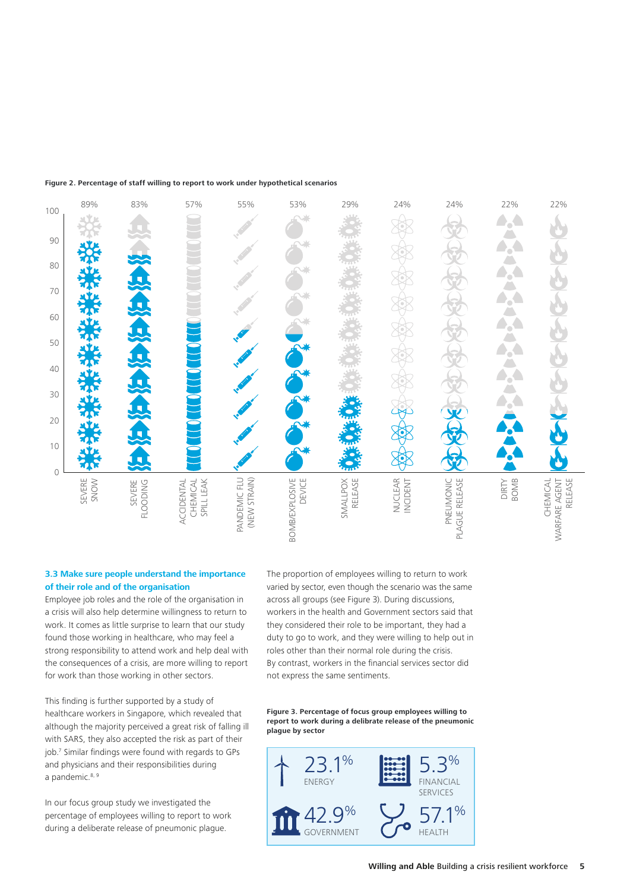**Figure 2. Percentage of staff willing to report to work under hypothetical scenarios**

| Scenario | Percentage |
| --- | --- |
| Severe snow | 89% |
| Severe flooding | 83% |
| Accidental chemical spill leak | 57% |
| Pandemic flu (new strain) | 55% |
| Bomb/explosive device | 53% |
| Smallpox release | 29% |
| Nuclear incident | 24% |
| Pneumonic plague release | 24% |
| Dirty bomb | 22% |
| Chemical warfare agent release | 22% |

### 3.3 Make sure people understand the importance of their role and of the organisation

Employee job roles and the role of the organisation in a crisis will also help determine willingness to return to work. It comes as little surprise to learn that our study found those working in healthcare, who may feel a strong responsibility to attend work and help deal with the consequences of a crisis, are more willing to report for work than those working in other sectors.

This finding is further supported by a study of healthcare workers in Singapore, which revealed that although the majority perceived a great risk of falling ill with SARS, they also accepted the risk as part of their job.[7] Similar findings were found with regards to GPs and physicians and their responsibilities during a pandemic.[8, 9]

In our focus group study we investigated the percentage of employees willing to report to work during a deliberate release of pneumonic plague.

The proportion of employees willing to return to work varied by sector, even though the scenario was the same across all groups (see Figure 3). During discussions, workers in the health and Government sectors said that they considered their role to be important, they had a duty to go to work, and they were willing to help out in roles other than their normal role during the crisis. By contrast, workers in the financial services sector did not express the same sentiments.

**Figure 3. Percentage of focus group employees willing to report to work during a deliberate release of the pneumonic plague by sector**

| Sector | Percentage |
| --- | --- |
| Energy | 23.1% |
| Financial services | 5.3% |
| Government | 42.9% |
| Health | 57.1% |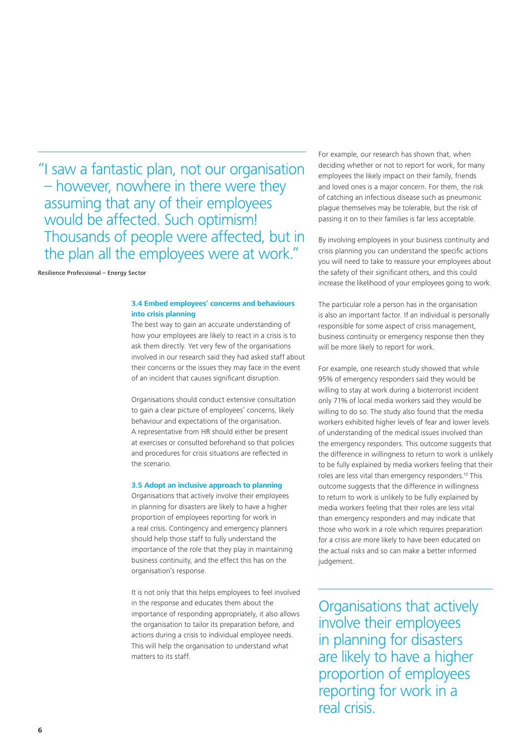"I saw a fantastic plan, not our organisation – however, nowhere in there were they assuming that any of their employees would be affected. Such optimism! Thousands of people were affected, but in the plan all the employees were at work."

Resilience Professional – Energy Sector

### 3.4 Embed employees' concerns and behaviours into crisis planning

The best way to gain an accurate understanding of how your employees are likely to react in a crisis is to ask them directly. Yet very few of the organisations involved in our research said they had asked staff about their concerns or the issues they may face in the event of an incident that causes significant disruption.

Organisations should conduct extensive consultation to gain a clear picture of employees' concerns, likely behaviour and expectations of the organisation. A representative from HR should either be present at exercises or consulted beforehand so that policies and procedures for crisis situations are reflected in the scenario.

### 3.5 Adopt an inclusive approach to planning

Organisations that actively involve their employees in planning for disasters are likely to have a higher proportion of employees reporting for work in a real crisis. Contingency and emergency planners should help those staff to fully understand the importance of the role that they play in maintaining business continuity, and the effect this has on the organisation's response.

It is not only that this helps employees to feel involved in the response and educates them about the importance of responding appropriately, it also allows the organisation to tailor its preparation before, and actions during a crisis to individual employee needs. This will help the organisation to understand what matters to its staff.

For example, our research has shown that, when deciding whether or not to report for work, for many employees the likely impact on their family, friends and loved ones is a major concern. For them, the risk of catching an infectious disease such as pneumonic plague themselves may be tolerable, but the risk of passing it on to their families is far less acceptable.

By involving employees in your business continuity and crisis planning you can understand the specific actions you will need to take to reassure your employees about the safety of their significant others, and this could increase the likelihood of your employees going to work.

The particular role a person has in the organisation is also an important factor. If an individual is personally responsible for some aspect of crisis management, business continuity or emergency response then they will be more likely to report for work.

For example, one research study showed that while 95% of emergency responders said they would be willing to stay at work during a bioterrorist incident only 71% of local media workers said they would be willing to do so. The study also found that the media workers exhibited higher levels of fear and lower levels of understanding of the medical issues involved than the emergency responders. This outcome suggests that the difference in willingness to return to work is unlikely to be fully explained by media workers feeling that their roles are less vital than emergency responders.[10] This outcome suggests that the difference in willingness to return to work is unlikely to be fully explained by media workers feeling that their roles are less vital than emergency responders and may indicate that those who work in a role which requires preparation for a crisis are more likely to have been educated on the actual risks and so can make a better informed judgement.

Organisations that actively involve their employees in planning for disasters are likely to have a higher proportion of employees reporting for work in a real crisis.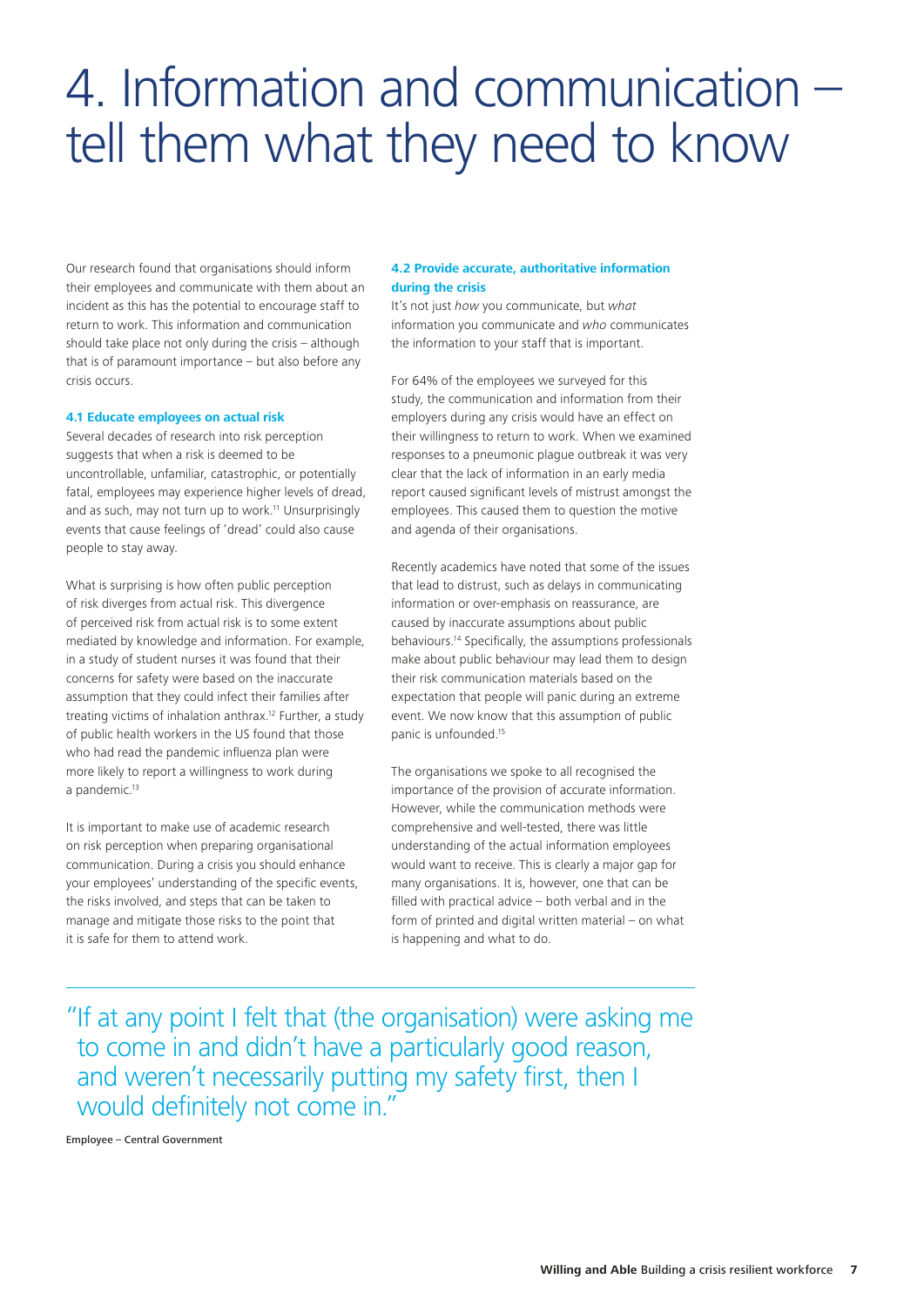# 4. Information and communication – tell them what they need to know

Our research found that organisations should inform their employees and communicate with them about an incident as this has the potential to encourage staff to return to work. This information and communication should take place not only during the crisis – although that is of paramount importance – but also before any crisis occurs.

### 4.1 Educate employees on actual risk

Several decades of research into risk perception suggests that when a risk is deemed to be uncontrollable, unfamiliar, catastrophic, or potentially fatal, employees may experience higher levels of dread, and as such, may not turn up to work.[11] Unsurprisingly events that cause feelings of 'dread' could also cause people to stay away.

What is surprising is how often public perception of risk diverges from actual risk. This divergence of perceived risk from actual risk is to some extent mediated by knowledge and information. For example, in a study of student nurses it was found that their concerns for safety were based on the inaccurate assumption that they could infect their families after treating victims of inhalation anthrax.[12] Further, a study of public health workers in the US found that those who had read the pandemic influenza plan were more likely to report a willingness to work during a pandemic.[13]

It is important to make use of academic research on risk perception when preparing organisational communication. During a crisis you should enhance your employees' understanding of the specific events, the risks involved, and steps that can be taken to manage and mitigate those risks to the point that it is safe for them to attend work.

### 4.2 Provide accurate, authoritative information during the crisis

It's not just *how* you communicate, but *what* information you communicate and *who* communicates the information to your staff that is important.

For 64% of the employees we surveyed for this study, the communication and information from their employers during any crisis would have an effect on their willingness to return to work. When we examined responses to a pneumonic plague outbreak it was very clear that the lack of information in an early media report caused significant levels of mistrust amongst the employees. This caused them to question the motive and agenda of their organisations.

Recently academics have noted that some of the issues that lead to distrust, such as delays in communicating information or over-emphasis on reassurance, are caused by inaccurate assumptions about public behaviours.[14] Specifically, the assumptions professionals make about public behaviour may lead them to design their risk communication materials based on the expectation that people will panic during an extreme event. We now know that this assumption of public panic is unfounded.[15]

The organisations we spoke to all recognised the importance of the provision of accurate information. However, while the communication methods were comprehensive and well-tested, there was little understanding of the actual information employees would want to receive. This is clearly a major gap for many organisations. It is, however, one that can be filled with practical advice – both verbal and in the form of printed and digital written material – on what is happening and what to do.

> "If at any point I felt that (the organisation) were asking me to come in and didn't have a particularly good reason, and weren't necessarily putting my safety first, then I would definitely not come in."

Employee – Central Government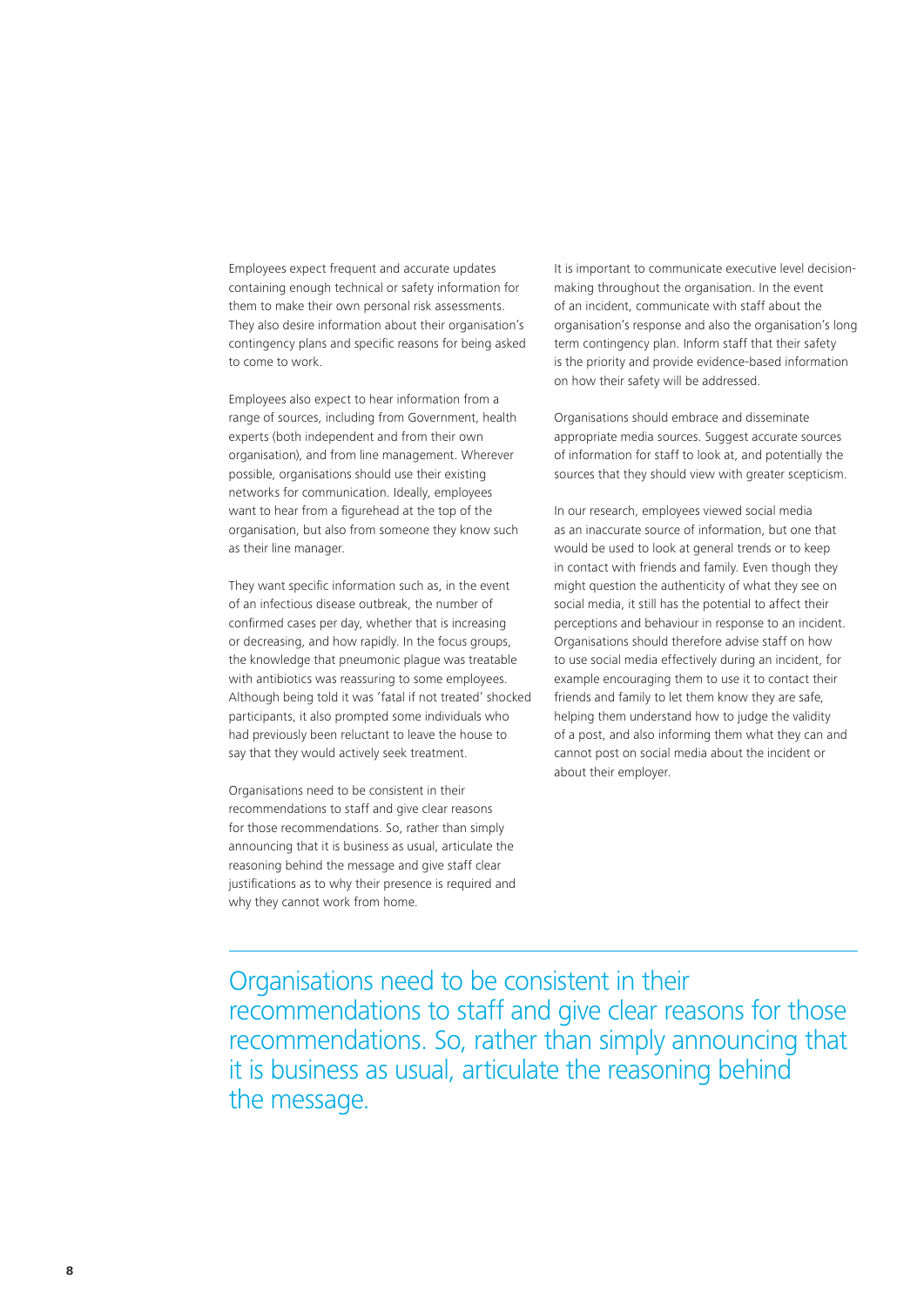Employees expect frequent and accurate updates containing enough technical or safety information for them to make their own personal risk assessments. They also desire information about their organisation's contingency plans and specific reasons for being asked to come to work.

Employees also expect to hear information from a range of sources, including from Government, health experts (both independent and from their own organisation), and from line management. Wherever possible, organisations should use their existing networks for communication. Ideally, employees want to hear from a figurehead at the top of the organisation, but also from someone they know such as their line manager.

They want specific information such as, in the event of an infectious disease outbreak, the number of confirmed cases per day, whether that is increasing or decreasing, and how rapidly. In the focus groups, the knowledge that pneumonic plague was treatable with antibiotics was reassuring to some employees. Although being told it was 'fatal if not treated' shocked participants, it also prompted some individuals who had previously been reluctant to leave the house to say that they would actively seek treatment.

Organisations need to be consistent in their recommendations to staff and give clear reasons for those recommendations. So, rather than simply announcing that it is business as usual, articulate the reasoning behind the message and give staff clear justifications as to why their presence is required and why they cannot work from home.

It is important to communicate executive level decision-making throughout the organisation. In the event of an incident, communicate with staff about the organisation's response and also the organisation's long term contingency plan. Inform staff that their safety is the priority and provide evidence-based information on how their safety will be addressed.

Organisations should embrace and disseminate appropriate media sources. Suggest accurate sources of information for staff to look at, and potentially the sources that they should view with greater scepticism.

In our research, employees viewed social media as an inaccurate source of information, but one that would be used to look at general trends or to keep in contact with friends and family. Even though they might question the authenticity of what they see on social media, it still has the potential to affect their perceptions and behaviour in response to an incident. Organisations should therefore advise staff on how to use social media effectively during an incident, for example encouraging them to use it to contact their friends and family to let them know they are safe, helping them understand how to judge the validity of a post, and also informing them what they can and cannot post on social media about the incident or about their employer.

> Organisations need to be consistent in their recommendations to staff and give clear reasons for those recommendations. So, rather than simply announcing that it is business as usual, articulate the reasoning behind the message.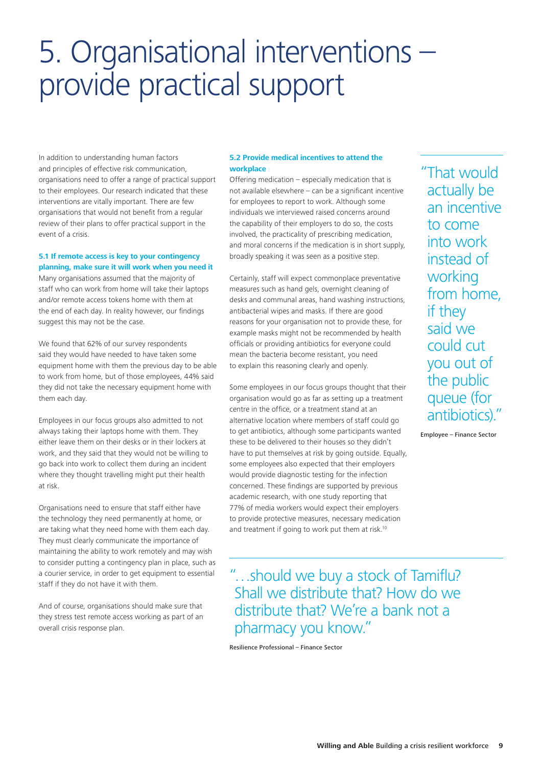# 5. Organisational interventions – provide practical support

In addition to understanding human factors and principles of effective risk communication, organisations need to offer a range of practical support to their employees. Our research indicated that these interventions are vitally important. There are few organisations that would not benefit from a regular review of their plans to offer practical support in the event of a crisis.

### 5.1 If remote access is key to your contingency planning, make sure it will work when you need it

Many organisations assumed that the majority of staff who can work from home will take their laptops and/or remote access tokens home with them at the end of each day. In reality however, our findings suggest this may not be the case.

We found that 62% of our survey respondents said they would have needed to have taken some equipment home with them the previous day to be able to work from home, but of those employees, 44% said they did not take the necessary equipment home with them each day.

Employees in our focus groups also admitted to not always taking their laptops home with them. They either leave them on their desks or in their lockers at work, and they said that they would not be willing to go back into work to collect them during an incident where they thought travelling might put their health at risk.

Organisations need to ensure that staff either have the technology they need permanently at home, or are taking what they need home with them each day. They must clearly communicate the importance of maintaining the ability to work remotely and may wish to consider putting a contingency plan in place, such as a courier service, in order to get equipment to essential staff if they do not have it with them.

And of course, organisations should make sure that they stress test remote access working as part of an overall crisis response plan.

### 5.2 Provide medical incentives to attend the workplace

Offering medication – especially medication that is not available elsewhere – can be a significant incentive for employees to report to work. Although some individuals we interviewed raised concerns around the capability of their employers to do so, the costs involved, the practicality of prescribing medication, and moral concerns if the medication is in short supply, broadly speaking it was seen as a positive step.

Certainly, staff will expect commonplace preventative measures such as hand gels, overnight cleaning of desks and communal areas, hand washing instructions, antibacterial wipes and masks. If there are good reasons for your organisation not to provide these, for example masks might not be recommended by health officials or providing antibiotics for everyone could mean the bacteria become resistant, you need to explain this reasoning clearly and openly.

Some employees in our focus groups thought that their organisation would go as far as setting up a treatment centre in the office, or a treatment stand at an alternative location where members of staff could go to get antibiotics, although some participants wanted these to be delivered to their houses so they didn't have to put themselves at risk by going outside. Equally, some employees also expected that their employers would provide diagnostic testing for the infection concerned. These findings are supported by previous academic research, with one study reporting that 77% of media workers would expect their employers to provide protective measures, necessary medication and treatment if going to work put them at risk.[10]

> "That would actually be an incentive to come into work instead of working from home, if they said we could cut you out of the public queue (for antibiotics)."
>
> Employee – Finance Sector

> "…should we buy a stock of Tamiflu? Shall we distribute that? How do we distribute that? We're a bank not a pharmacy you know."
>
> Resilience Professional – Finance Sector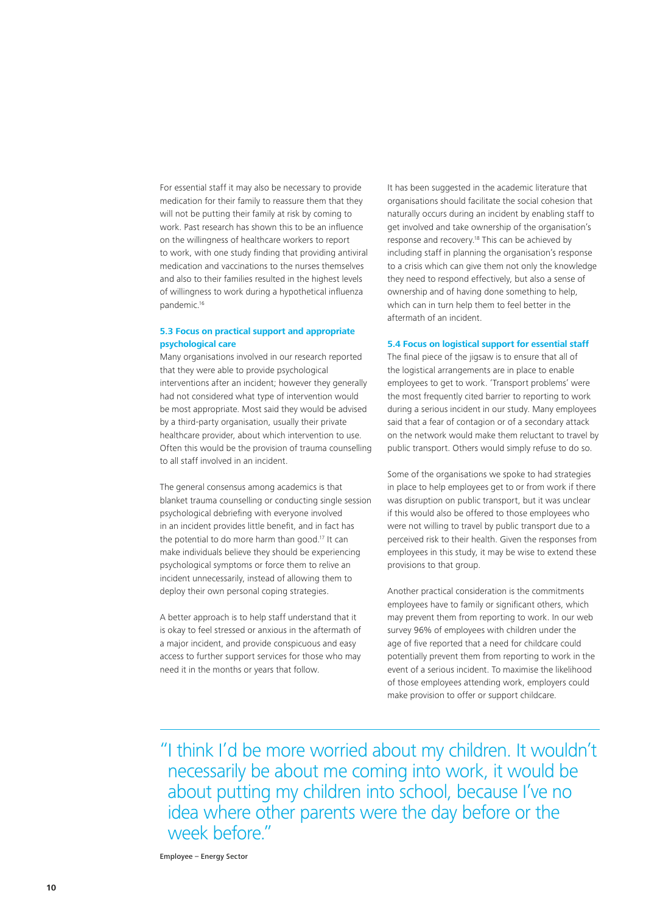For essential staff it may also be necessary to provide medication for their family to reassure them that they will not be putting their family at risk by coming to work. Past research has shown this to be an influence on the willingness of healthcare workers to report to work, with one study finding that providing antiviral medication and vaccinations to the nurses themselves and also to their families resulted in the highest levels of willingness to work during a hypothetical influenza pandemic.[16]

### 5.3 Focus on practical support and appropriate psychological care

Many organisations involved in our research reported that they were able to provide psychological interventions after an incident; however they generally had not considered what type of intervention would be most appropriate. Most said they would be advised by a third-party organisation, usually their private healthcare provider, about which intervention to use. Often this would be the provision of trauma counselling to all staff involved in an incident.

The general consensus among academics is that blanket trauma counselling or conducting single session psychological debriefing with everyone involved in an incident provides little benefit, and in fact has the potential to do more harm than good.[17] It can make individuals believe they should be experiencing psychological symptoms or force them to relive an incident unnecessarily, instead of allowing them to deploy their own personal coping strategies.

A better approach is to help staff understand that it is okay to feel stressed or anxious in the aftermath of a major incident, and provide conspicuous and easy access to further support services for those who may need it in the months or years that follow.

It has been suggested in the academic literature that organisations should facilitate the social cohesion that naturally occurs during an incident by enabling staff to get involved and take ownership of the organisation's response and recovery.[18] This can be achieved by including staff in planning the organisation's response to a crisis which can give them not only the knowledge they need to respond effectively, but also a sense of ownership and of having done something to help, which can in turn help them to feel better in the aftermath of an incident.

### 5.4 Focus on logistical support for essential staff

The final piece of the jigsaw is to ensure that all of the logistical arrangements are in place to enable employees to get to work. 'Transport problems' were the most frequently cited barrier to reporting to work during a serious incident in our study. Many employees said that a fear of contagion or of a secondary attack on the network would make them reluctant to travel by public transport. Others would simply refuse to do so.

Some of the organisations we spoke to had strategies in place to help employees get to or from work if there was disruption on public transport, but it was unclear if this would also be offered to those employees who were not willing to travel by public transport due to a perceived risk to their health. Given the responses from employees in this study, it may be wise to extend these provisions to that group.

Another practical consideration is the commitments employees have to family or significant others, which may prevent them from reporting to work. In our web survey 96% of employees with children under the age of five reported that a need for childcare could potentially prevent them from reporting to work in the event of a serious incident. To maximise the likelihood of those employees attending work, employers could make provision to offer or support childcare.

> "I think I'd be more worried about my children. It wouldn't necessarily be about me coming into work, it would be about putting my children into school, because I've no idea where other parents were the day before or the week before."

Employee – Energy Sector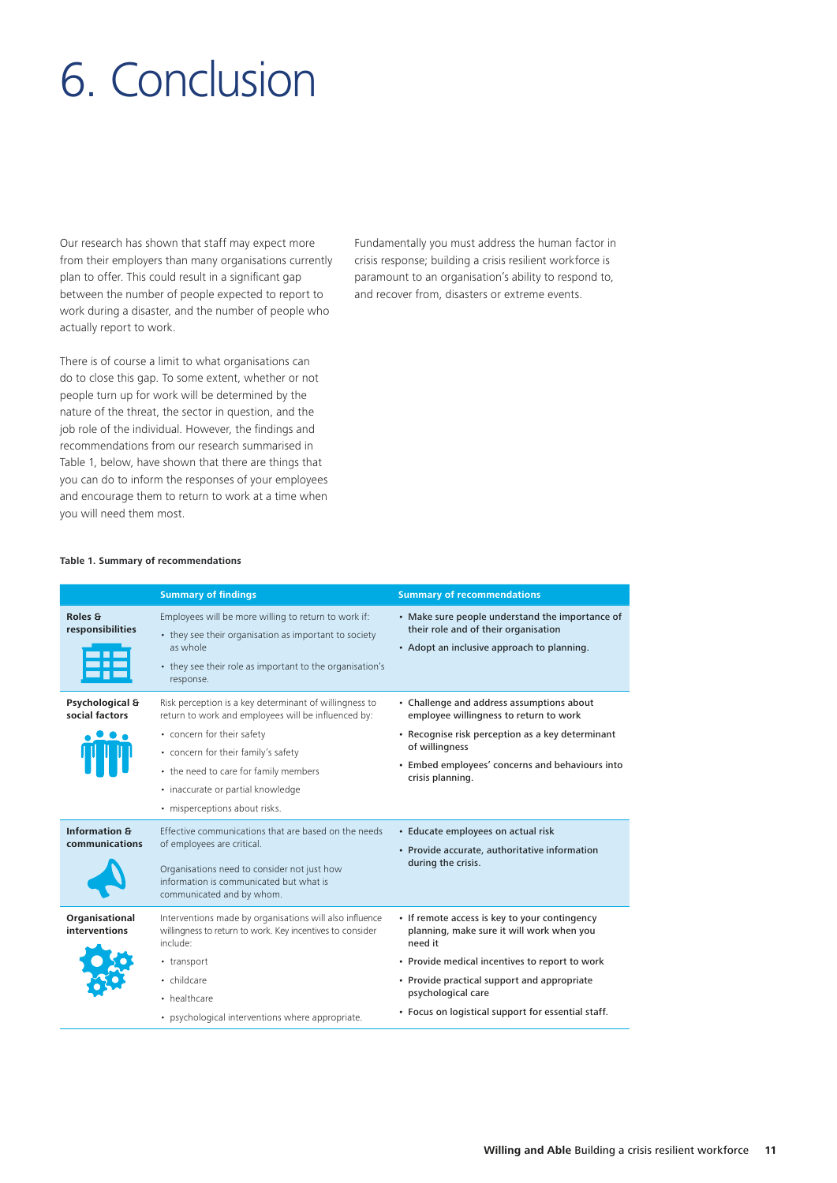# 6. Conclusion

Our research has shown that staff may expect more from their employers than many organisations currently plan to offer. This could result in a significant gap between the number of people expected to report to work during a disaster, and the number of people who actually report to work.

There is of course a limit to what organisations can do to close this gap. To some extent, whether or not people turn up for work will be determined by the nature of the threat, the sector in question, and the job role of the individual. However, the findings and recommendations from our research summarised in Table 1, below, have shown that there are things that you can do to inform the responses of your employees and encourage them to return to work at a time when you will need them most.

Fundamentally you must address the human factor in crisis response; building a crisis resilient workforce is paramount to an organisation's ability to respond to, and recover from, disasters or extreme events.

**Table 1. Summary of recommendations**

| | Summary of findings | Summary of recommendations |
|---|---|---|
| **Roles & responsibilities** | Employees will be more willing to return to work if:<br>• they see their organisation as important to society as whole<br>• they see their role as important to the organisation's response. | • Make sure people understand the importance of their role and of their organisation<br>• Adopt an inclusive approach to planning. |
| **Psychological & social factors** | Risk perception is a key determinant of willingness to return to work and employees will be influenced by:<br>• concern for their safety<br>• concern for their family's safety<br>• the need to care for family members<br>• inaccurate or partial knowledge<br>• misperceptions about risks. | • Challenge and address assumptions about employee willingness to return to work<br>• Recognise risk perception as a key determinant of willingness<br>• Embed employees' concerns and behaviours into crisis planning. |
| **Information & communications** | Effective communications that are based on the needs of employees are critical.<br><br>Organisations need to consider not just how information is communicated but what is communicated and by whom. | • Educate employees on actual risk<br>• Provide accurate, authoritative information during the crisis. |
| **Organisational interventions** | Interventions made by organisations will also influence willingness to return to work. Key incentives to consider include:<br>• transport<br>• childcare<br>• healthcare<br>• psychological interventions where appropriate. | • If remote access is key to your contingency planning, make sure it will work when you need it<br>• Provide medical incentives to report to work<br>• Provide practical support and appropriate psychological care<br>• Focus on logistical support for essential staff. |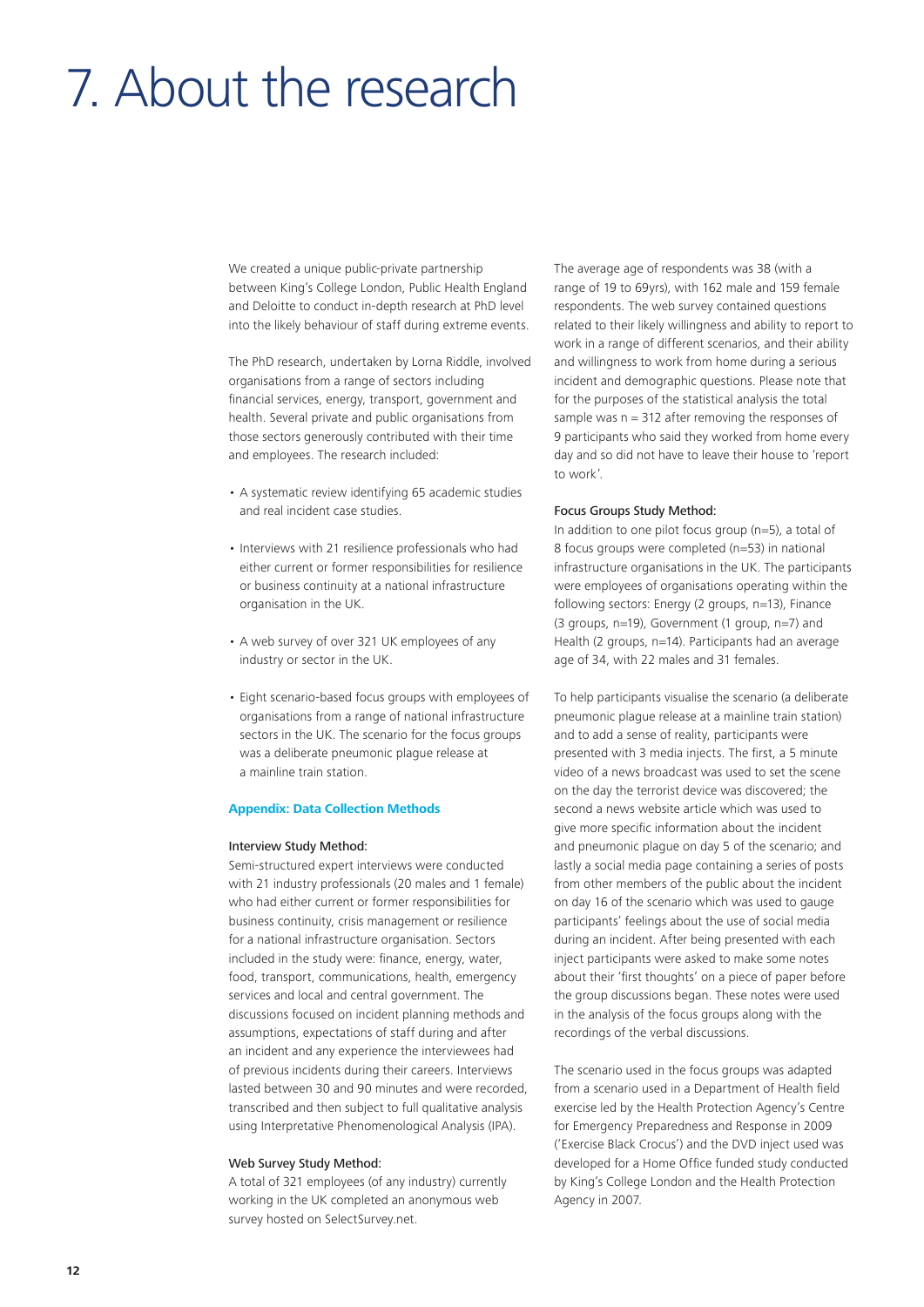# 7. About the research

We created a unique public-private partnership between King's College London, Public Health England and Deloitte to conduct in-depth research at PhD level into the likely behaviour of staff during extreme events.

The PhD research, undertaken by Lorna Riddle, involved organisations from a range of sectors including financial services, energy, transport, government and health. Several private and public organisations from those sectors generously contributed with their time and employees. The research included:

- A systematic review identifying 65 academic studies and real incident case studies.
- Interviews with 21 resilience professionals who had either current or former responsibilities for resilience or business continuity at a national infrastructure organisation in the UK.
- A web survey of over 321 UK employees of any industry or sector in the UK.
- Eight scenario-based focus groups with employees of organisations from a range of national infrastructure sectors in the UK. The scenario for the focus groups was a deliberate pneumonic plague release at a mainline train station.

**Appendix: Data Collection Methods**

**Interview Study Method:**
Semi-structured expert interviews were conducted with 21 industry professionals (20 males and 1 female) who had either current or former responsibilities for business continuity, crisis management or resilience for a national infrastructure organisation. Sectors included in the study were: finance, energy, water, food, transport, communications, health, emergency services and local and central government. The discussions focused on incident planning methods and assumptions, expectations of staff during and after an incident and any experience the interviewees had of previous incidents during their careers. Interviews lasted between 30 and 90 minutes and were recorded, transcribed and then subject to full qualitative analysis using Interpretative Phenomenological Analysis (IPA).

**Web Survey Study Method:**
A total of 321 employees (of any industry) currently working in the UK completed an anonymous web survey hosted on SelectSurvey.net.

The average age of respondents was 38 (with a range of 19 to 69yrs), with 162 male and 159 female respondents. The web survey contained questions related to their likely willingness and ability to report to work in a range of different scenarios, and their ability and willingness to work from home during a serious incident and demographic questions. Please note that for the purposes of the statistical analysis the total sample was n = 312 after removing the responses of 9 participants who said they worked from home every day and so did not have to leave their house to 'report to work'.

**Focus Groups Study Method:**
In addition to one pilot focus group (n=5), a total of 8 focus groups were completed (n=53) in national infrastructure organisations in the UK. The participants were employees of organisations operating within the following sectors: Energy (2 groups, n=13), Finance (3 groups, n=19), Government (1 group, n=7) and Health (2 groups, n=14). Participants had an average age of 34, with 22 males and 31 females.

To help participants visualise the scenario (a deliberate pneumonic plague release at a mainline train station) and to add a sense of reality, participants were presented with 3 media injects. The first, a 5 minute video of a news broadcast was used to set the scene on the day the terrorist device was discovered; the second a news website article which was used to give more specific information about the incident and pneumonic plague on day 5 of the scenario; and lastly a social media page containing a series of posts from other members of the public about the incident on day 16 of the scenario which was used to gauge participants' feelings about the use of social media during an incident. After being presented with each inject participants were asked to make some notes about their 'first thoughts' on a piece of paper before the group discussions began. These notes were used in the analysis of the focus groups along with the recordings of the verbal discussions.

The scenario used in the focus groups was adapted from a scenario used in a Department of Health field exercise led by the Health Protection Agency's Centre for Emergency Preparedness and Response in 2009 ('Exercise Black Crocus') and the DVD inject used was developed for a Home Office funded study conducted by King's College London and the Health Protection Agency in 2007.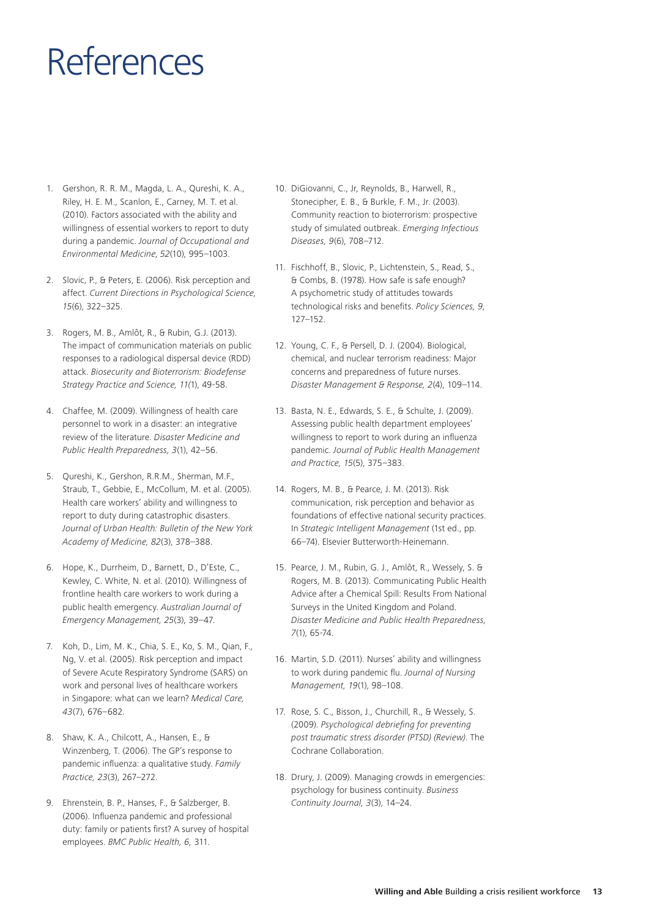# References

1. Gershon, R. R. M., Magda, L. A., Qureshi, K. A., Riley, H. E. M., Scanlon, E., Carney, M. T. et al. (2010). Factors associated with the ability and willingness of essential workers to report to duty during a pandemic. *Journal of Occupational and Environmental Medicine*, *52*(10), 995–1003.

2. Slovic, P., & Peters, E. (2006). Risk perception and affect. *Current Directions in Psychological Science, 15*(6), 322–325.

3. Rogers, M. B., Amlôt, R., & Rubin, G.J. (2013). The impact of communication materials on public responses to a radiological dispersal device (RDD) attack. *Biosecurity and Bioterrorism: Biodefense Strategy Practice and Science, 11(*1), 49-58.

4. Chaffee, M. (2009). Willingness of health care personnel to work in a disaster: an integrative review of the literature. *Disaster Medicine and Public Health Preparedness, 3*(1), 42–56.

5. Qureshi, K., Gershon, R.R.M., Sherman, M.F., Straub, T., Gebbie, E., McCollum, M. et al. (2005). Health care workers' ability and willingness to report to duty during catastrophic disasters. *Journal of Urban Health: Bulletin of the New York Academy of Medicine, 82*(3), 378–388.

6. Hope, K., Durrheim, D., Barnett, D., D'Este, C., Kewley, C. White, N. et al. (2010). Willingness of frontline health care workers to work during a public health emergency. *Australian Journal of Emergency Management, 25*(3), 39–47.

7. Koh, D., Lim, M. K., Chia, S. E., Ko, S. M., Qian, F., Ng, V. et al. (2005). Risk perception and impact of Severe Acute Respiratory Syndrome (SARS) on work and personal lives of healthcare workers in Singapore: what can we learn? *Medical Care, 43*(7), 676–682.

8. Shaw, K. A., Chilcott, A., Hansen, E., & Winzenberg, T. (2006). The GP's response to pandemic influenza: a qualitative study. *Family Practice, 23*(3), 267–272.

9. Ehrenstein, B. P., Hanses, F., & Salzberger, B. (2006). Influenza pandemic and professional duty: family or patients first? A survey of hospital employees. *BMC Public Health, 6,* 311.

10. DiGiovanni, C., Jr, Reynolds, B., Harwell, R., Stonecipher, E. B., & Burkle, F. M., Jr. (2003). Community reaction to bioterrorism: prospective study of simulated outbreak. *Emerging Infectious Diseases, 9*(6), 708–712.

11. Fischhoff, B., Slovic, P., Lichtenstein, S., Read, S., & Combs, B. (1978). How safe is safe enough? A psychometric study of attitudes towards technological risks and benefits. *Policy Sciences, 9*, 127–152.

12. Young, C. F., & Persell, D. J. (2004). Biological, chemical, and nuclear terrorism readiness: Major concerns and preparedness of future nurses. *Disaster Management & Response, 2*(4), 109–114.

13. Basta, N. E., Edwards, S. E., & Schulte, J. (2009). Assessing public health department employees' willingness to report to work during an influenza pandemic. *Journal of Public Health Management and Practice, 15*(5), 375–383.

14. Rogers, M. B., & Pearce, J. M. (2013). Risk communication, risk perception and behavior as foundations of effective national security practices. In *Strategic Intelligent Management* (1st ed., pp. 66–74). Elsevier Butterworth-Heinemann.

15. Pearce, J. M., Rubin, G. J., Amlôt, R., Wessely, S. & Rogers, M. B. (2013). Communicating Public Health Advice after a Chemical Spill: Results From National Surveys in the United Kingdom and Poland. *Disaster Medicine and Public Health Preparedness, 7*(1), 65-74.

16. Martin, S.D. (2011). Nurses' ability and willingness to work during pandemic flu. *Journal of Nursing Management, 19*(1), 98–108.

17. Rose, S. C., Bisson, J., Churchill, R., & Wessely, S. (2009). *Psychological debriefing for preventing post traumatic stress disorder (PTSD) (Review)*. The Cochrane Collaboration.

18. Drury, J. (2009). Managing crowds in emergencies: psychology for business continuity. *Business Continuity Journal, 3*(3), 14–24.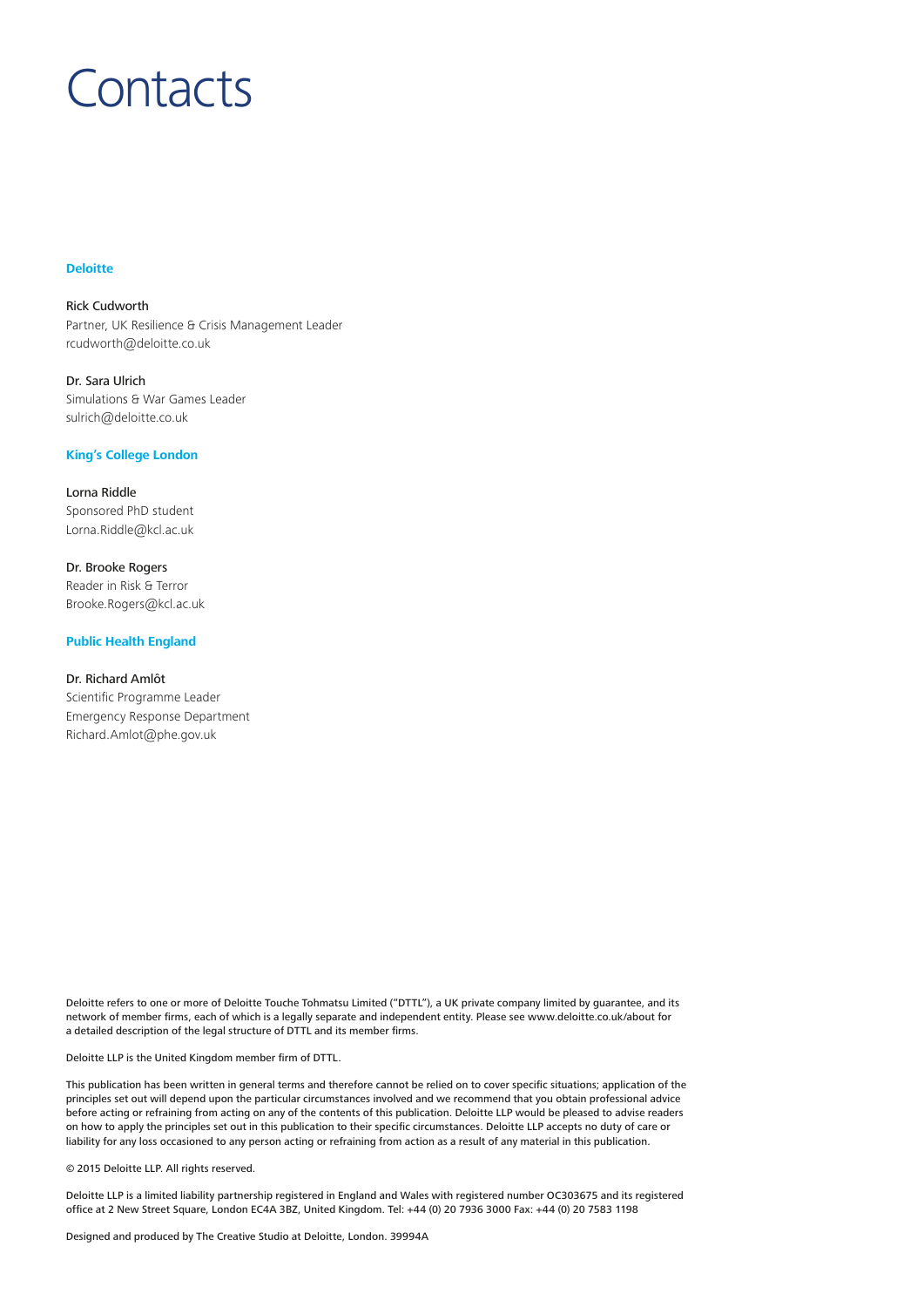# Contacts

**Deloitte**

Rick Cudworth
Partner, UK Resilience & Crisis Management Leader
rcudworth@deloitte.co.uk

Dr. Sara Ulrich
Simulations & War Games Leader
sulrich@deloitte.co.uk

**King's College London**

Lorna Riddle
Sponsored PhD student
Lorna.Riddle@kcl.ac.uk

Dr. Brooke Rogers
Reader in Risk & Terror
Brooke.Rogers@kcl.ac.uk

**Public Health England**

Dr. Richard Amlôt
Scientific Programme Leader
Emergency Response Department
Richard.Amlot@phe.gov.uk

Deloitte refers to one or more of Deloitte Touche Tohmatsu Limited ("DTTL"), a UK private company limited by guarantee, and its network of member firms, each of which is a legally separate and independent entity. Please see www.deloitte.co.uk/about for a detailed description of the legal structure of DTTL and its member firms.

Deloitte LLP is the United Kingdom member firm of DTTL.

This publication has been written in general terms and therefore cannot be relied on to cover specific situations; application of the principles set out will depend upon the particular circumstances involved and we recommend that you obtain professional advice before acting or refraining from acting on any of the contents of this publication. Deloitte LLP would be pleased to advise readers on how to apply the principles set out in this publication to their specific circumstances. Deloitte LLP accepts no duty of care or liability for any loss occasioned to any person acting or refraining from action as a result of any material in this publication.

© 2015 Deloitte LLP. All rights reserved.

Deloitte LLP is a limited liability partnership registered in England and Wales with registered number OC303675 and its registered office at 2 New Street Square, London EC4A 3BZ, United Kingdom. Tel: +44 (0) 20 7936 3000 Fax: +44 (0) 20 7583 1198

Designed and produced by The Creative Studio at Deloitte, London. 39994A